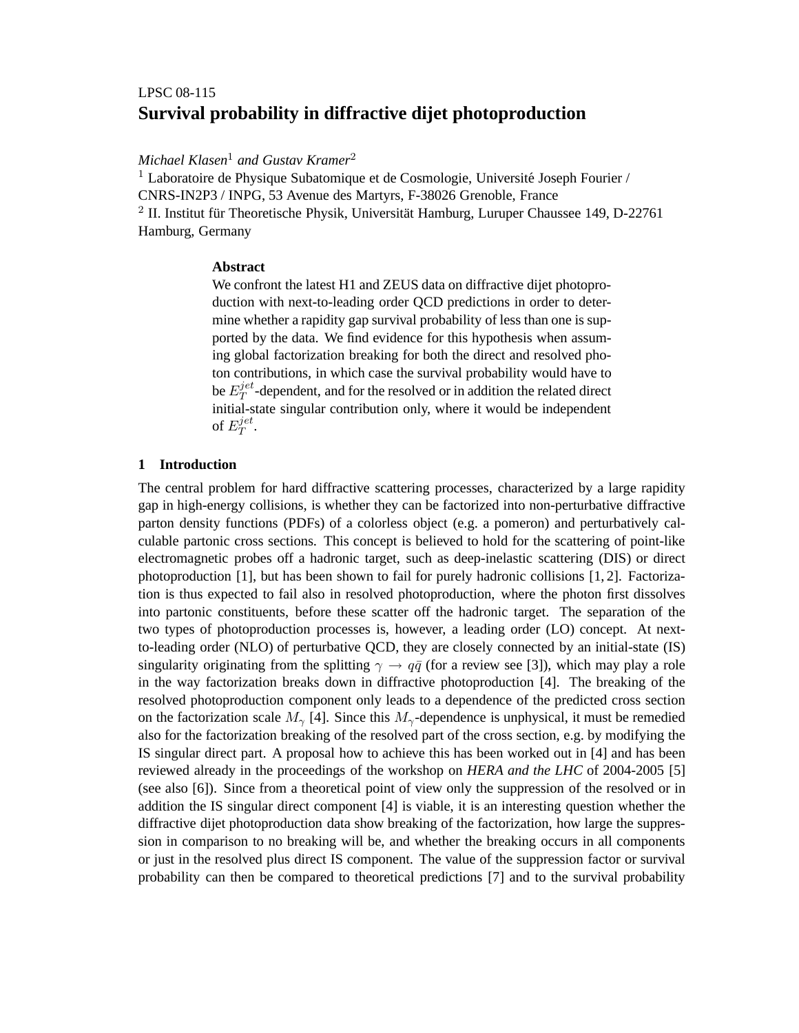LPSC 08-115

# Survival probability in diffractive dijet photoproduction

*Michael Klasen*[1] *and Gustav Kramer*[2]

[1] Laboratoire de Physique Subatomique et de Cosmologie, Université Joseph Fourier / CNRS-IN2P3 / INPG, 53 Avenue des Martyrs, F-38026 Grenoble, France

[2] II. Institut für Theoretische Physik, Universität Hamburg, Luruper Chaussee 149, D-22761 Hamburg, Germany

### Abstract

We confront the latest H1 and ZEUS data on diffractive dijet photoproduction with next-to-leading order QCD predictions in order to determine whether a rapidity gap survival probability of less than one is supported by the data. We find evidence for this hypothesis when assuming global factorization breaking for both the direct and resolved photon contributions, in which case the survival probability would have to be $E_T^{jet}$-dependent, and for the resolved or in addition the related direct initial-state singular contribution only, where it would be independent of $E_T^{jet}$.

## 1 Introduction

The central problem for hard diffractive scattering processes, characterized by a large rapidity gap in high-energy collisions, is whether they can be factorized into non-perturbative diffractive parton density functions (PDFs) of a colorless object (e.g. a pomeron) and perturbatively calculable partonic cross sections. This concept is believed to hold for the scattering of point-like electromagnetic probes off a hadronic target, such as deep-inelastic scattering (DIS) or direct photoproduction [1], but has been shown to fail for purely hadronic collisions [1, 2]. Factorization is thus expected to fail also in resolved photoproduction, where the photon first dissolves into partonic constituents, before these scatter off the hadronic target. The separation of the two types of photoproduction processes is, however, a leading order (LO) concept. At next-to-leading order (NLO) of perturbative QCD, they are closely connected by an initial-state (IS) singularity originating from the splitting $\gamma \to q\bar{q}$ (for a review see [3]), which may play a role in the way factorization breaks down in diffractive photoproduction [4]. The breaking of the resolved photoproduction component only leads to a dependence of the predicted cross section on the factorization scale $M_\gamma$ [4]. Since this $M_\gamma$-dependence is unphysical, it must be remedied also for the factorization breaking of the resolved part of the cross section, e.g. by modifying the IS singular direct part. A proposal how to achieve this has been worked out in [4] and has been reviewed already in the proceedings of the workshop on *HERA and the LHC* of 2004-2005 [5] (see also [6]). Since from a theoretical point of view only the suppression of the resolved or in addition the IS singular direct component [4] is viable, it is an interesting question whether the diffractive dijet photoproduction data show breaking of the factorization, how large the suppression in comparison to no breaking will be, and whether the breaking occurs in all components or just in the resolved plus direct IS component. The value of the suppression factor or survival probability can then be compared to theoretical predictions [7] and to the survival probability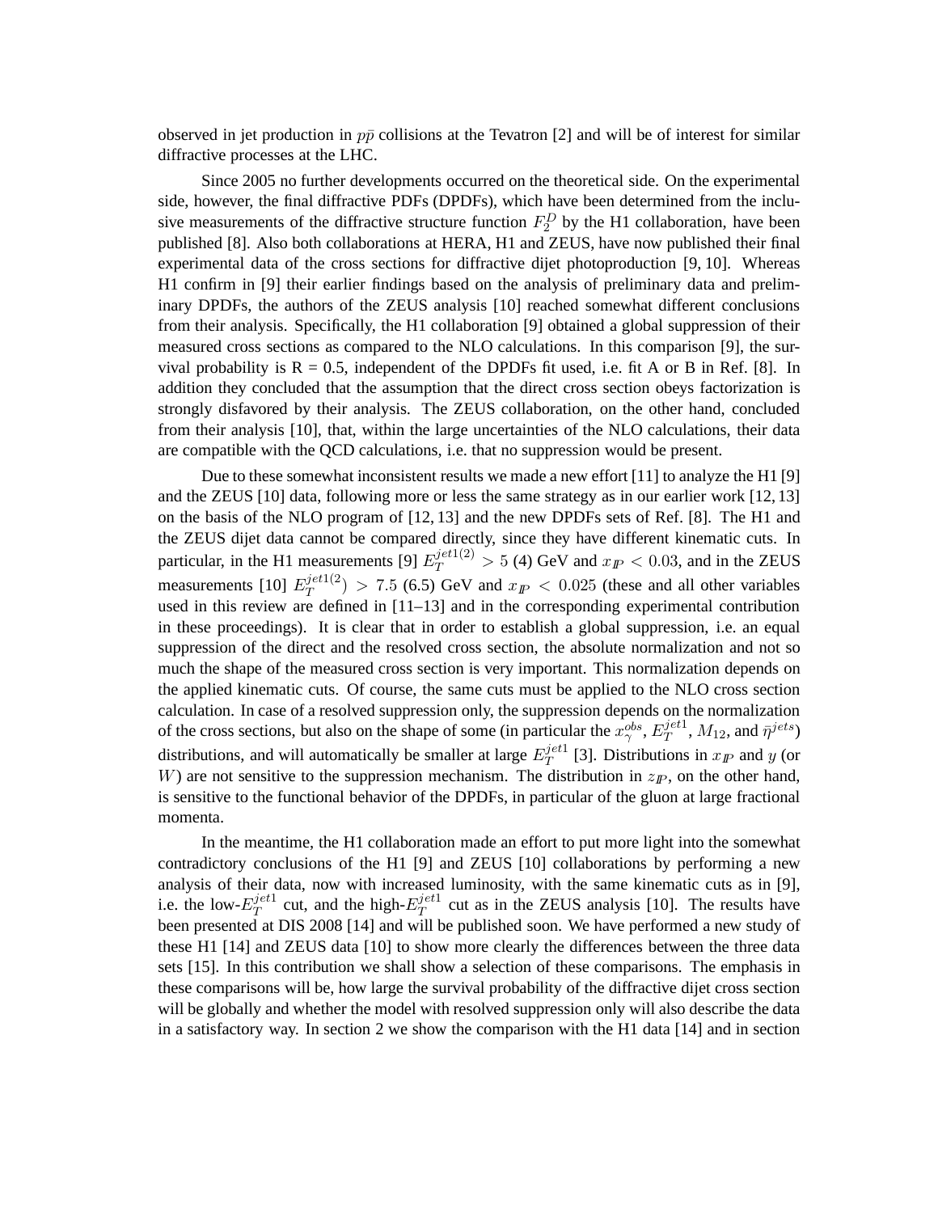observed in jet production in $p\bar{p}$ collisions at the Tevatron [2] and will be of interest for similar diffractive processes at the LHC.

Since 2005 no further developments occurred on the theoretical side. On the experimental side, however, the final diffractive PDFs (DPDFs), which have been determined from the inclusive measurements of the diffractive structure function $F_2^D$ by the H1 collaboration, have been published [8]. Also both collaborations at HERA, H1 and ZEUS, have now published their final experimental data of the cross sections for diffractive dijet photoproduction [9, 10]. Whereas H1 confirm in [9] their earlier findings based on the analysis of preliminary data and preliminary DPDFs, the authors of the ZEUS analysis [10] reached somewhat different conclusions from their analysis. Specifically, the H1 collaboration [9] obtained a global suppression of their measured cross sections as compared to the NLO calculations. In this comparison [9], the survival probability is R = 0.5, independent of the DPDFs fit used, i.e. fit A or B in Ref. [8]. In addition they concluded that the assumption that the direct cross section obeys factorization is strongly disfavored by their analysis. The ZEUS collaboration, on the other hand, concluded from their analysis [10], that, within the large uncertainties of the NLO calculations, their data are compatible with the QCD calculations, i.e. that no suppression would be present.

Due to these somewhat inconsistent results we made a new effort [11] to analyze the H1 [9] and the ZEUS [10] data, following more or less the same strategy as in our earlier work [12, 13] on the basis of the NLO program of [12, 13] and the new DPDFs sets of Ref. [8]. The H1 and the ZEUS dijet data cannot be compared directly, since they have different kinematic cuts. In particular, in the H1 measurements [9] $E_T^{jet1(2)} > 5$ (4) GeV and $x_{I\!P} < 0.03$, and in the ZEUS measurements [10] $E_T^{jet1(2)}) > 7.5$ (6.5) GeV and $x_{I\!P} < 0.025$ (these and all other variables used in this review are defined in [11–13] and in the corresponding experimental contribution in these proceedings). It is clear that in order to establish a global suppression, i.e. an equal suppression of the direct and the resolved cross section, the absolute normalization and not so much the shape of the measured cross section is very important. This normalization depends on the applied kinematic cuts. Of course, the same cuts must be applied to the NLO cross section calculation. In case of a resolved suppression only, the suppression depends on the normalization of the cross sections, but also on the shape of some (in particular the $x_\gamma^{obs}$, $E_T^{jet1}$, $M_{12}$, and $\bar{\eta}^{jets}$) distributions, and will automatically be smaller at large $E_T^{jet1}$ [3]. Distributions in $x_{I\!P}$ and $y$ (or $W$) are not sensitive to the suppression mechanism. The distribution in $z_{I\!P}$, on the other hand, is sensitive to the functional behavior of the DPDFs, in particular of the gluon at large fractional momenta.

In the meantime, the H1 collaboration made an effort to put more light into the somewhat contradictory conclusions of the H1 [9] and ZEUS [10] collaborations by performing a new analysis of their data, now with increased luminosity, with the same kinematic cuts as in [9], i.e. the low-$E_T^{jet1}$ cut, and the high-$E_T^{jet1}$ cut as in the ZEUS analysis [10]. The results have been presented at DIS 2008 [14] and will be published soon. We have performed a new study of these H1 [14] and ZEUS data [10] to show more clearly the differences between the three data sets [15]. In this contribution we shall show a selection of these comparisons. The emphasis in these comparisons will be, how large the survival probability of the diffractive dijet cross section will be globally and whether the model with resolved suppression only will also describe the data in a satisfactory way. In section 2 we show the comparison with the H1 data [14] and in section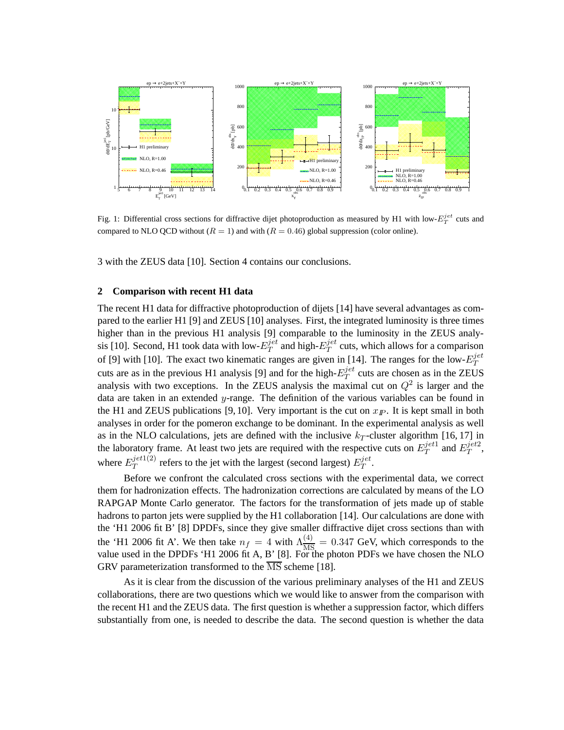Fig. 1: Differential cross sections for diffractive dijet photoproduction as measured by H1 with low-$E_T^{jet}$ cuts and compared to NLO QCD without ($R = 1$) and with ($R = 0.46$) global suppression (color online).

3 with the ZEUS data [10]. Section 4 contains our conclusions.

## 2 Comparison with recent H1 data

The recent H1 data for diffractive photoproduction of dijets [14] have several advantages as compared to the earlier H1 [9] and ZEUS [10] analyses. First, the integrated luminosity is three times higher than in the previous H1 analysis [9] comparable to the luminosity in the ZEUS analysis [10]. Second, H1 took data with low-$E_T^{jet}$ and high-$E_T^{jet}$ cuts, which allows for a comparison of [9] with [10]. The exact two kinematic ranges are given in [14]. The ranges for the low-$E_T^{jet}$ cuts are as in the previous H1 analysis [9] and for the high-$E_T^{jet}$ cuts are chosen as in the ZEUS analysis with two exceptions. In the ZEUS analysis the maximal cut on $Q^2$ is larger and the data are taken in an extended $y$-range. The definition of the various variables can be found in the H1 and ZEUS publications [9, 10]. Very important is the cut on $x_{I\!P}$. It is kept small in both analyses in order for the pomeron exchange to be dominant. In the experimental analysis as well as in the NLO calculations, jets are defined with the inclusive $k_T$-cluster algorithm [16, 17] in the laboratory frame. At least two jets are required with the respective cuts on $E_T^{jet1}$ and $E_T^{jet2}$, where $E_T^{jet1(2)}$ refers to the jet with the largest (second largest) $E_T^{jet}$.

Before we confront the calculated cross sections with the experimental data, we correct them for hadronization effects. The hadronization corrections are calculated by means of the LO RAPGAP Monte Carlo generator. The factors for the transformation of jets made up of stable hadrons to parton jets were supplied by the H1 collaboration [14]. Our calculations are done with the 'H1 2006 fit B' [8] DPDFs, since they give smaller diffractive dijet cross sections than with the 'H1 2006 fit A'. We then take $n_f = 4$ with $\Lambda^{(4)}_{\overline{\rm MS}} = 0.347$ GeV, which corresponds to the value used in the DPDFs 'H1 2006 fit A, B' [8]. For the photon PDFs we have chosen the NLO GRV parameterization transformed to the $\overline{\rm MS}$ scheme [18].

As it is clear from the discussion of the various preliminary analyses of the H1 and ZEUS collaborations, there are two questions which we would like to answer from the comparison with the recent H1 and the ZEUS data. The first question is whether a suppression factor, which differs substantially from one, is needed to describe the data. The second question is whether the data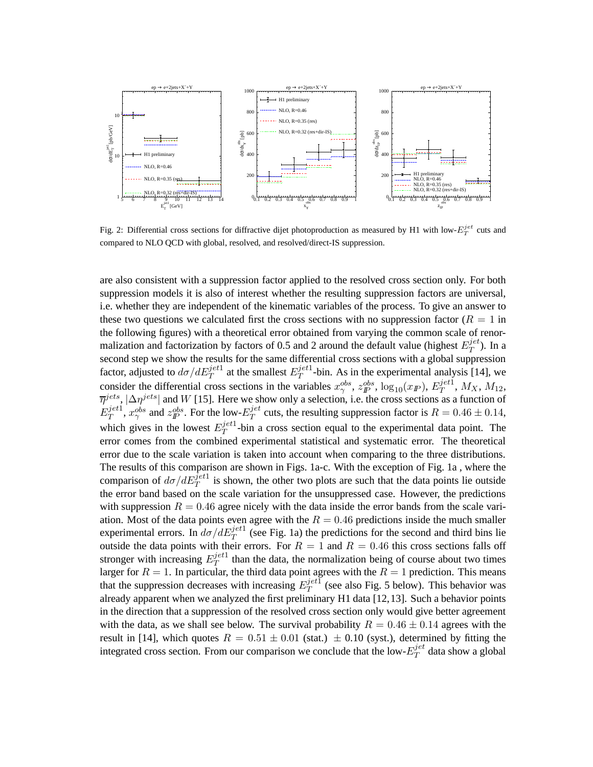Fig. 2: Differential cross sections for diffractive dijet photoproduction as measured by H1 with low-$E_T^{jet}$ cuts and compared to NLO QCD with global, resolved, and resolved/direct-IS suppression.

are also consistent with a suppression factor applied to the resolved cross section only. For both suppression models it is also of interest whether the resulting suppression factors are universal, i.e. whether they are independent of the kinematic variables of the process. To give an answer to these two questions we calculated first the cross sections with no suppression factor ($R = 1$ in the following figures) with a theoretical error obtained from varying the common scale of renormalization and factorization by factors of 0.5 and 2 around the default value (highest $E_T^{jet}$). In a second step we show the results for the same differential cross sections with a global suppression factor, adjusted to $d\sigma/dE_T^{jet1}$ at the smallest $E_T^{jet1}$-bin. As in the experimental analysis [14], we consider the differential cross sections in the variables $x_\gamma^{obs}$, $z_{I\!P}^{obs}$, $\log_{10}(x_{I\!P})$, $E_T^{jet1}$, $M_X$, $M_{12}$, $\overline{\eta}^{jets}$, $|\Delta\eta^{jets}|$ and $W$ [15]. Here we show only a selection, i.e. the cross sections as a function of $E_T^{jet1}$, $x_\gamma^{obs}$ and $z_{I\!P}^{obs}$. For the low-$E_T^{jet}$ cuts, the resulting suppression factor is $R = 0.46 \pm 0.14$, which gives in the lowest $E_T^{jet1}$-bin a cross section equal to the experimental data point. The error comes from the combined experimental statistical and systematic error. The theoretical error due to the scale variation is taken into account when comparing to the three distributions. The results of this comparison are shown in Figs. 1a-c. With the exception of Fig. 1a , where the comparison of $d\sigma/dE_T^{jet1}$ is shown, the other two plots are such that the data points lie outside the error band based on the scale variation for the unsuppressed case. However, the predictions with suppression $R = 0.46$ agree nicely with the data inside the error bands from the scale variation. Most of the data points even agree with the $R = 0.46$ predictions inside the much smaller experimental errors. In $d\sigma/dE_T^{jet1}$ (see Fig. 1a) the predictions for the second and third bins lie outside the data points with their errors. For $R = 1$ and $R = 0.46$ this cross sections falls off stronger with increasing $E_T^{jet1}$ than the data, the normalization being of course about two times larger for $R = 1$. In particular, the third data point agrees with the $R = 1$ prediction. This means that the suppression decreases with increasing $E_T^{jet1}$ (see also Fig. 5 below). This behavior was already apparent when we analyzed the first preliminary H1 data [12,13]. Such a behavior points in the direction that a suppression of the resolved cross section only would give better agreement with the data, as we shall see below. The survival probability $R = 0.46 \pm 0.14$ agrees with the result in [14], which quotes $R = 0.51 \pm 0.01$ (stat.) $\pm$ 0.10 (syst.), determined by fitting the integrated cross section. From our comparison we conclude that the low-$E_T^{jet}$ data show a global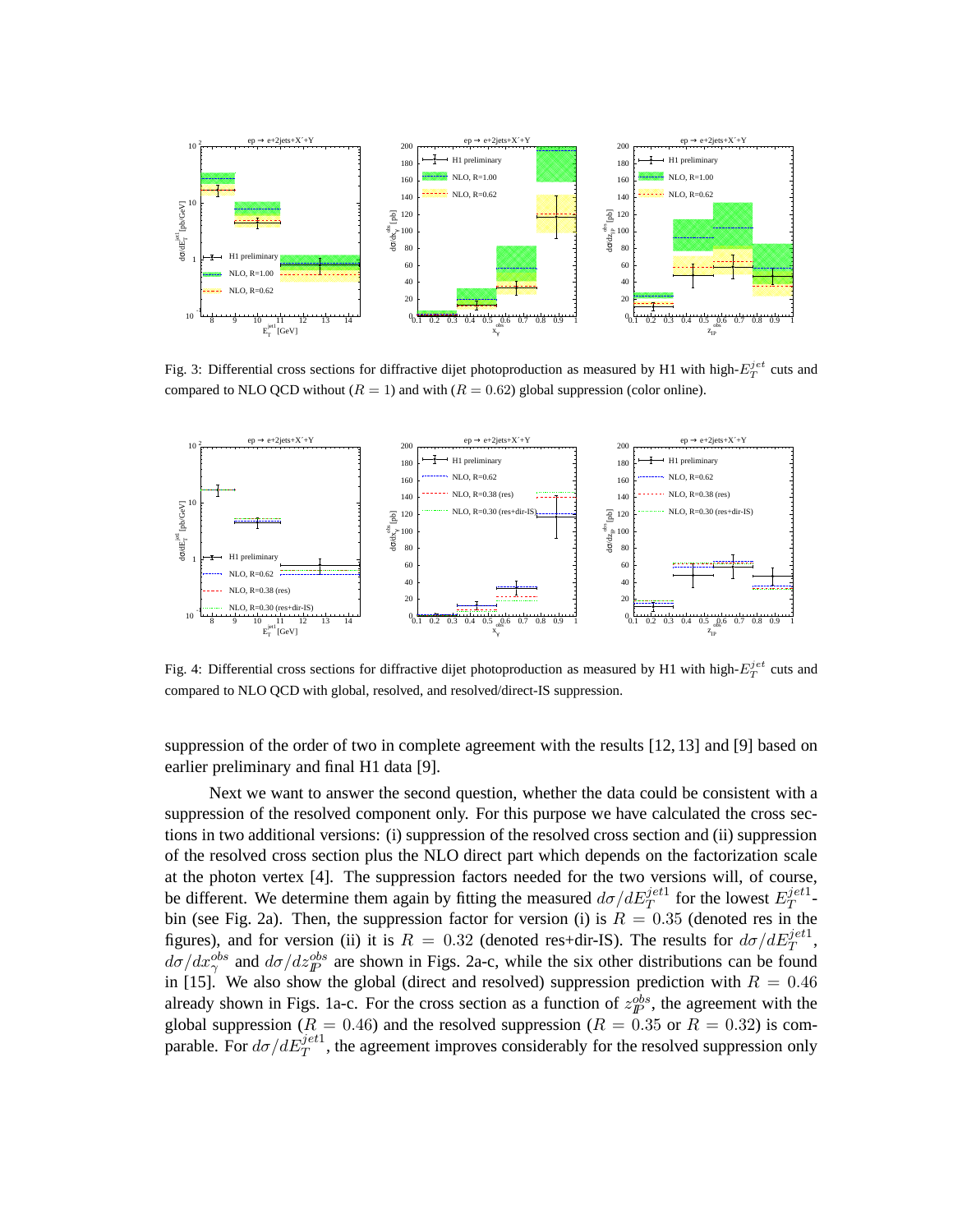Fig. 3: Differential cross sections for diffractive dijet photoproduction as measured by H1 with high-$E_T^{jet}$ cuts and compared to NLO QCD without ($R = 1$) and with ($R = 0.62$) global suppression (color online).

Fig. 4: Differential cross sections for diffractive dijet photoproduction as measured by H1 with high-$E_T^{jet}$ cuts and compared to NLO QCD with global, resolved, and resolved/direct-IS suppression.

suppression of the order of two in complete agreement with the results [12, 13] and [9] based on earlier preliminary and final H1 data [9].

Next we want to answer the second question, whether the data could be consistent with a suppression of the resolved component only. For this purpose we have calculated the cross sections in two additional versions: (i) suppression of the resolved cross section and (ii) suppression of the resolved cross section plus the NLO direct part which depends on the factorization scale at the photon vertex [4]. The suppression factors needed for the two versions will, of course, be different. We determine them again by fitting the measured $d\sigma/dE_T^{jet1}$ for the lowest $E_T^{jet1}$-bin (see Fig. 2a). Then, the suppression factor for version (i) is $R = 0.35$ (denoted res in the figures), and for version (ii) it is $R = 0.32$ (denoted res+dir-IS). The results for $d\sigma/dE_T^{jet1}$, $d\sigma/dx_\gamma^{obs}$ and $d\sigma/dz_{I\!P}^{obs}$ are shown in Figs. 2a-c, while the six other distributions can be found in [15]. We also show the global (direct and resolved) suppression prediction with $R = 0.46$ already shown in Figs. 1a-c. For the cross section as a function of $z_{I\!P}^{obs}$, the agreement with the global suppression ($R = 0.46$) and the resolved suppression ($R = 0.35$ or $R = 0.32$) is comparable. For $d\sigma/dE_T^{jet1}$, the agreement improves considerably for the resolved suppression only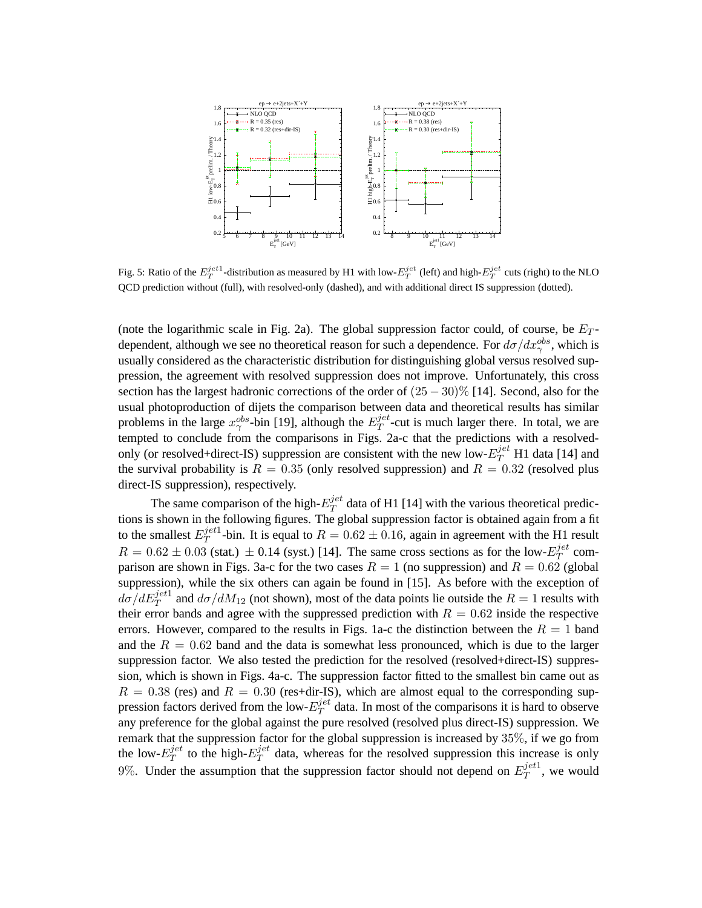Fig. 5: Ratio of the $E_T^{jet1}$-distribution as measured by H1 with low-$E_T^{jet}$ (left) and high-$E_T^{jet}$ cuts (right) to the NLO QCD prediction without (full), with resolved-only (dashed), and with additional direct IS suppression (dotted).

(note the logarithmic scale in Fig. 2a). The global suppression factor could, of course, be $E_T$-dependent, although we see no theoretical reason for such a dependence. For $d\sigma/dx_\gamma^{obs}$, which is usually considered as the characteristic distribution for distinguishing global versus resolved suppression, the agreement with resolved suppression does not improve. Unfortunately, this cross section has the largest hadronic corrections of the order of $(25-30)\%$ [14]. Second, also for the usual photoproduction of dijets the comparison between data and theoretical results has similar problems in the large $x_\gamma^{obs}$-bin [19], although the $E_T^{jet}$-cut is much larger there. In total, we are tempted to conclude from the comparisons in Figs. 2a-c that the predictions with a resolved-only (or resolved+direct-IS) suppression are consistent with the new low-$E_T^{jet}$ H1 data [14] and the survival probability is $R = 0.35$ (only resolved suppression) and $R = 0.32$ (resolved plus direct-IS suppression), respectively.

The same comparison of the high-$E_T^{jet}$ data of H1 [14] with the various theoretical predictions is shown in the following figures. The global suppression factor is obtained again from a fit to the smallest $E_T^{jet1}$-bin. It is equal to $R = 0.62 \pm 0.16$, again in agreement with the H1 result $R = 0.62 \pm 0.03$ (stat.) $\pm$ 0.14 (syst.) [14]. The same cross sections as for the low-$E_T^{jet}$ comparison are shown in Figs. 3a-c for the two cases $R = 1$ (no suppression) and $R = 0.62$ (global suppression), while the six others can again be found in [15]. As before with the exception of $d\sigma/dE_T^{jet1}$ and $d\sigma/dM_{12}$ (not shown), most of the data points lie outside the $R = 1$ results with their error bands and agree with the suppressed prediction with $R = 0.62$ inside the respective errors. However, compared to the results in Figs. 1a-c the distinction between the $R = 1$ band and the $R = 0.62$ band and the data is somewhat less pronounced, which is due to the larger suppression factor. We also tested the prediction for the resolved (resolved+direct-IS) suppression, which is shown in Figs. 4a-c. The suppression factor fitted to the smallest bin came out as $R = 0.38$ (res) and $R = 0.30$ (res+dir-IS), which are almost equal to the corresponding suppression factors derived from the low-$E_T^{jet}$ data. In most of the comparisons it is hard to observe any preference for the global against the pure resolved (resolved plus direct-IS) suppression. We remark that the suppression factor for the global suppression is increased by $35\%$, if we go from the low-$E_T^{jet}$ to the high-$E_T^{jet}$ data, whereas for the resolved suppression this increase is only $9\%$. Under the assumption that the suppression factor should not depend on $E_T^{jet1}$, we would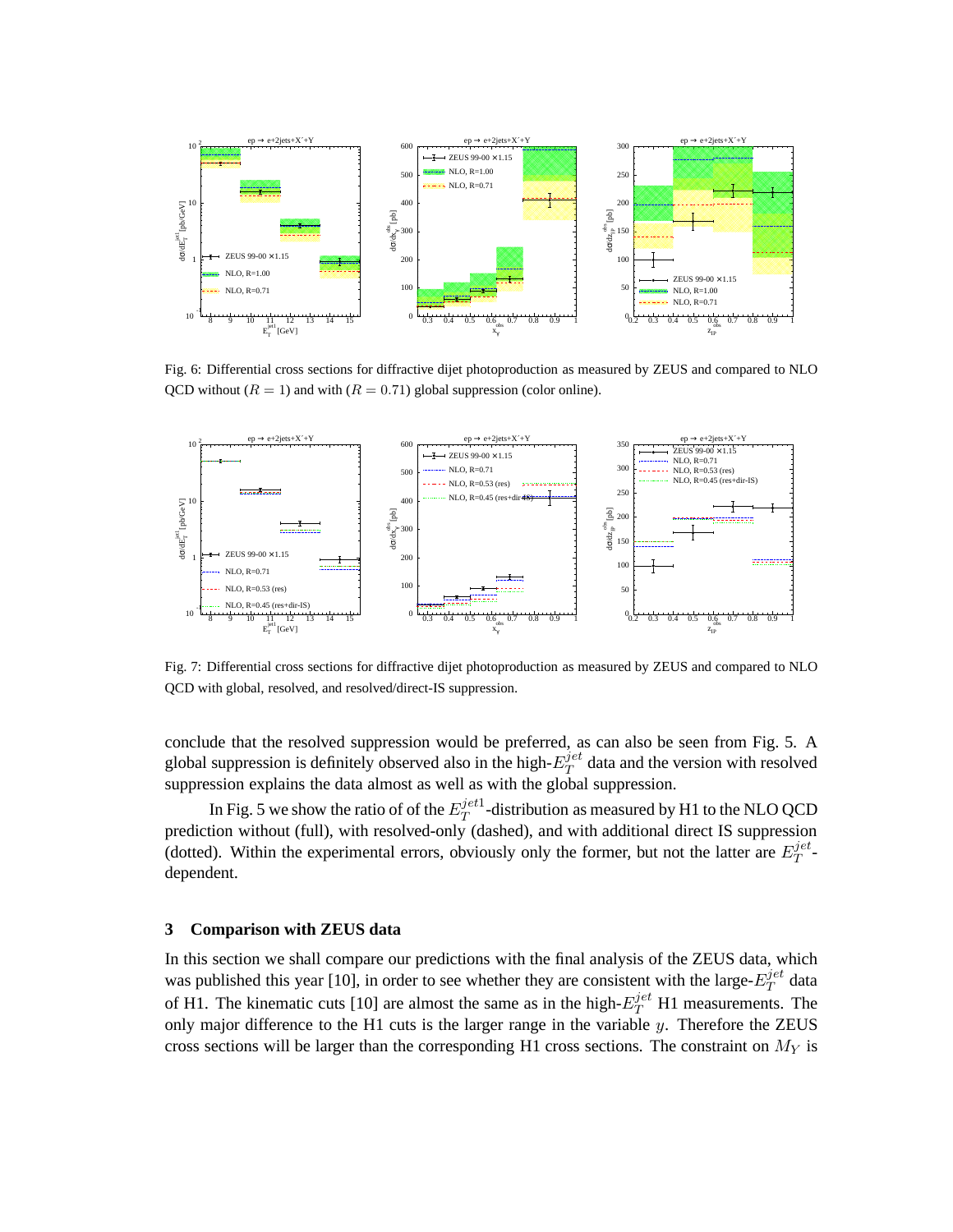Fig. 6: Differential cross sections for diffractive dijet photoproduction as measured by ZEUS and compared to NLO QCD without ($R = 1$) and with ($R = 0.71$) global suppression (color online).

Fig. 7: Differential cross sections for diffractive dijet photoproduction as measured by ZEUS and compared to NLO QCD with global, resolved, and resolved/direct-IS suppression.

conclude that the resolved suppression would be preferred, as can also be seen from Fig. 5. A global suppression is definitely observed also in the high-$E_T^{jet}$ data and the version with resolved suppression explains the data almost as well as with the global suppression.

In Fig. 5 we show the ratio of of the $E_T^{jet1}$-distribution as measured by H1 to the NLO QCD prediction without (full), with resolved-only (dashed), and with additional direct IS suppression (dotted). Within the experimental errors, obviously only the former, but not the latter are $E_T^{jet}$-dependent.

## 3 Comparison with ZEUS data

In this section we shall compare our predictions with the final analysis of the ZEUS data, which was published this year [10], in order to see whether they are consistent with the large-$E_T^{jet}$ data of H1. The kinematic cuts [10] are almost the same as in the high-$E_T^{jet}$ H1 measurements. The only major difference to the H1 cuts is the larger range in the variable $y$. Therefore the ZEUS cross sections will be larger than the corresponding H1 cross sections. The constraint on $M_Y$ is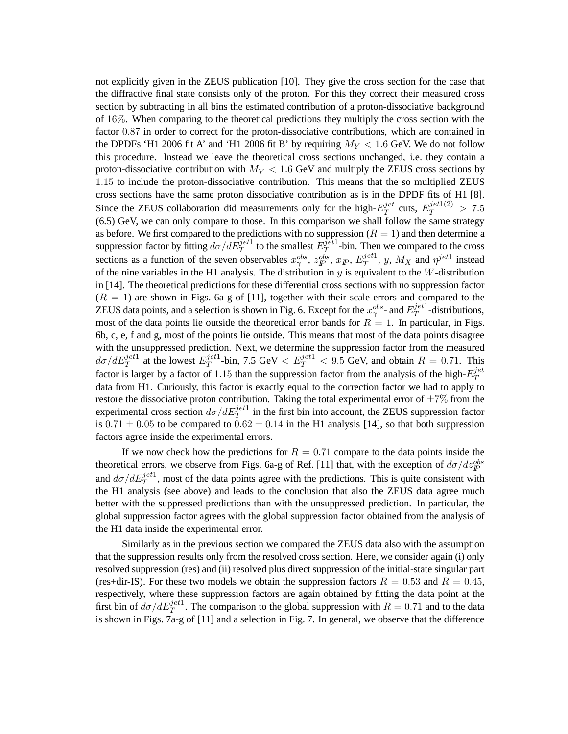not explicitly given in the ZEUS publication [10]. They give the cross section for the case that the diffractive final state consists only of the proton. For this they correct their measured cross section by subtracting in all bins the estimated contribution of a proton-dissociative background of $16\%$. When comparing to the theoretical predictions they multiply the cross section with the factor $0.87$ in order to correct for the proton-dissociative contributions, which are contained in the DPDFs 'H1 2006 fit A' and 'H1 2006 fit B' by requiring $M_Y < 1.6$ GeV. We do not follow this procedure. Instead we leave the theoretical cross sections unchanged, i.e. they contain a proton-dissociative contribution with $M_Y < 1.6$ GeV and multiply the ZEUS cross sections by $1.15$ to include the proton-dissociative contribution. This means that the so multiplied ZEUS cross sections have the same proton dissociative contribution as is in the DPDF fits of H1 [8]. Since the ZEUS collaboration did measurements only for the high-$E_T^{jet}$ cuts, $E_T^{jet1(2)} > 7.5$ (6.5) GeV, we can only compare to those. In this comparison we shall follow the same strategy as before. We first compared to the predictions with no suppression ($R = 1$) and then determine a suppression factor by fitting $d\sigma/dE_T^{jet1}$ to the smallest $E_T^{jet1}$-bin. Then we compared to the cross sections as a function of the seven observables $x_\gamma^{obs}$, $z_{I\!P}^{obs}$, $x_{I\!P}$, $E_T^{jet1}$, $y$, $M_X$ and $\eta^{jet1}$ instead of the nine variables in the H1 analysis. The distribution in $y$ is equivalent to the $W$-distribution in [14]. The theoretical predictions for these differential cross sections with no suppression factor ($R = 1$) are shown in Figs. 6a-g of [11], together with their scale errors and compared to the ZEUS data points, and a selection is shown in Fig. 6. Except for the $x_\gamma^{obs}$- and $E_T^{jet1}$-distributions, most of the data points lie outside the theoretical error bands for $R = 1$. In particular, in Figs. 6b, c, e, f and g, most of the points lie outside. This means that most of the data points disagree with the unsuppressed prediction. Next, we determine the suppression factor from the measured $d\sigma/dE_T^{jet1}$ at the lowest $E_T^{jet1}$-bin, 7.5 GeV $< E_T^{jet1} < 9.5$ GeV, and obtain $R = 0.71$. This factor is larger by a factor of $1.15$ than the suppression factor from the analysis of the high-$E_T^{jet}$ data from H1. Curiously, this factor is exactly equal to the correction factor we had to apply to restore the dissociative proton contribution. Taking the total experimental error of $\pm 7\%$ from the experimental cross section $d\sigma/dE_T^{jet1}$ in the first bin into account, the ZEUS suppression factor is $0.71 \pm 0.05$ to be compared to $0.62 \pm 0.14$ in the H1 analysis [14], so that both suppression factors agree inside the experimental errors.

If we now check how the predictions for $R = 0.71$ compare to the data points inside the theoretical errors, we observe from Figs. 6a-g of Ref. [11] that, with the exception of $d\sigma/dz_{I\!P}^{obs}$ and $d\sigma/dE_T^{jet1}$, most of the data points agree with the predictions. This is quite consistent with the H1 analysis (see above) and leads to the conclusion that also the ZEUS data agree much better with the suppressed predictions than with the unsuppressed prediction. In particular, the global suppression factor agrees with the global suppression factor obtained from the analysis of the H1 data inside the experimental error.

Similarly as in the previous section we compared the ZEUS data also with the assumption that the suppression results only from the resolved cross section. Here, we consider again (i) only resolved suppression (res) and (ii) resolved plus direct suppression of the initial-state singular part (res+dir-IS). For these two models we obtain the suppression factors $R = 0.53$ and $R = 0.45$, respectively, where these suppression factors are again obtained by fitting the data point at the first bin of $d\sigma/dE_T^{jet1}$. The comparison to the global suppression with $R = 0.71$ and to the data is shown in Figs. 7a-g of [11] and a selection in Fig. 7. In general, we observe that the difference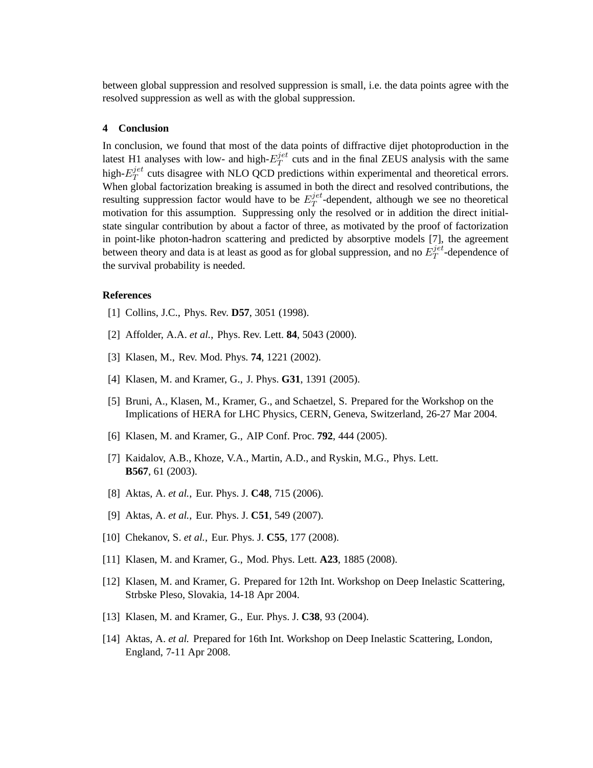between global suppression and resolved suppression is small, i.e. the data points agree with the resolved suppression as well as with the global suppression.

## 4 Conclusion

In conclusion, we found that most of the data points of diffractive dijet photoproduction in the latest H1 analyses with low- and high-$E_T^{jet}$ cuts and in the final ZEUS analysis with the same high-$E_T^{jet}$ cuts disagree with NLO QCD predictions within experimental and theoretical errors. When global factorization breaking is assumed in both the direct and resolved contributions, the resulting suppression factor would have to be $E_T^{jet}$-dependent, although we see no theoretical motivation for this assumption. Suppressing only the resolved or in addition the direct initial-state singular contribution by about a factor of three, as motivated by the proof of factorization in point-like photon-hadron scattering and predicted by absorptive models [7], the agreement between theory and data is at least as good as for global suppression, and no $E_T^{jet}$-dependence of the survival probability is needed.

## References

[1] Collins, J.C., Phys. Rev. **D57**, 3051 (1998).

[2] Affolder, A.A. *et al.*, Phys. Rev. Lett. **84**, 5043 (2000).

[3] Klasen, M., Rev. Mod. Phys. **74**, 1221 (2002).

[4] Klasen, M. and Kramer, G., J. Phys. **G31**, 1391 (2005).

[5] Bruni, A., Klasen, M., Kramer, G., and Schaetzel, S. Prepared for the Workshop on the Implications of HERA for LHC Physics, CERN, Geneva, Switzerland, 26-27 Mar 2004.

[6] Klasen, M. and Kramer, G., AIP Conf. Proc. **792**, 444 (2005).

[7] Kaidalov, A.B., Khoze, V.A., Martin, A.D., and Ryskin, M.G., Phys. Lett. **B567**, 61 (2003).

[8] Aktas, A. *et al.*, Eur. Phys. J. **C48**, 715 (2006).

[9] Aktas, A. *et al.*, Eur. Phys. J. **C51**, 549 (2007).

[10] Chekanov, S. *et al.*, Eur. Phys. J. **C55**, 177 (2008).

[11] Klasen, M. and Kramer, G., Mod. Phys. Lett. **A23**, 1885 (2008).

[12] Klasen, M. and Kramer, G. Prepared for 12th Int. Workshop on Deep Inelastic Scattering, Strbske Pleso, Slovakia, 14-18 Apr 2004.

[13] Klasen, M. and Kramer, G., Eur. Phys. J. **C38**, 93 (2004).

[14] Aktas, A. *et al.* Prepared for 16th Int. Workshop on Deep Inelastic Scattering, London, England, 7-11 Apr 2008.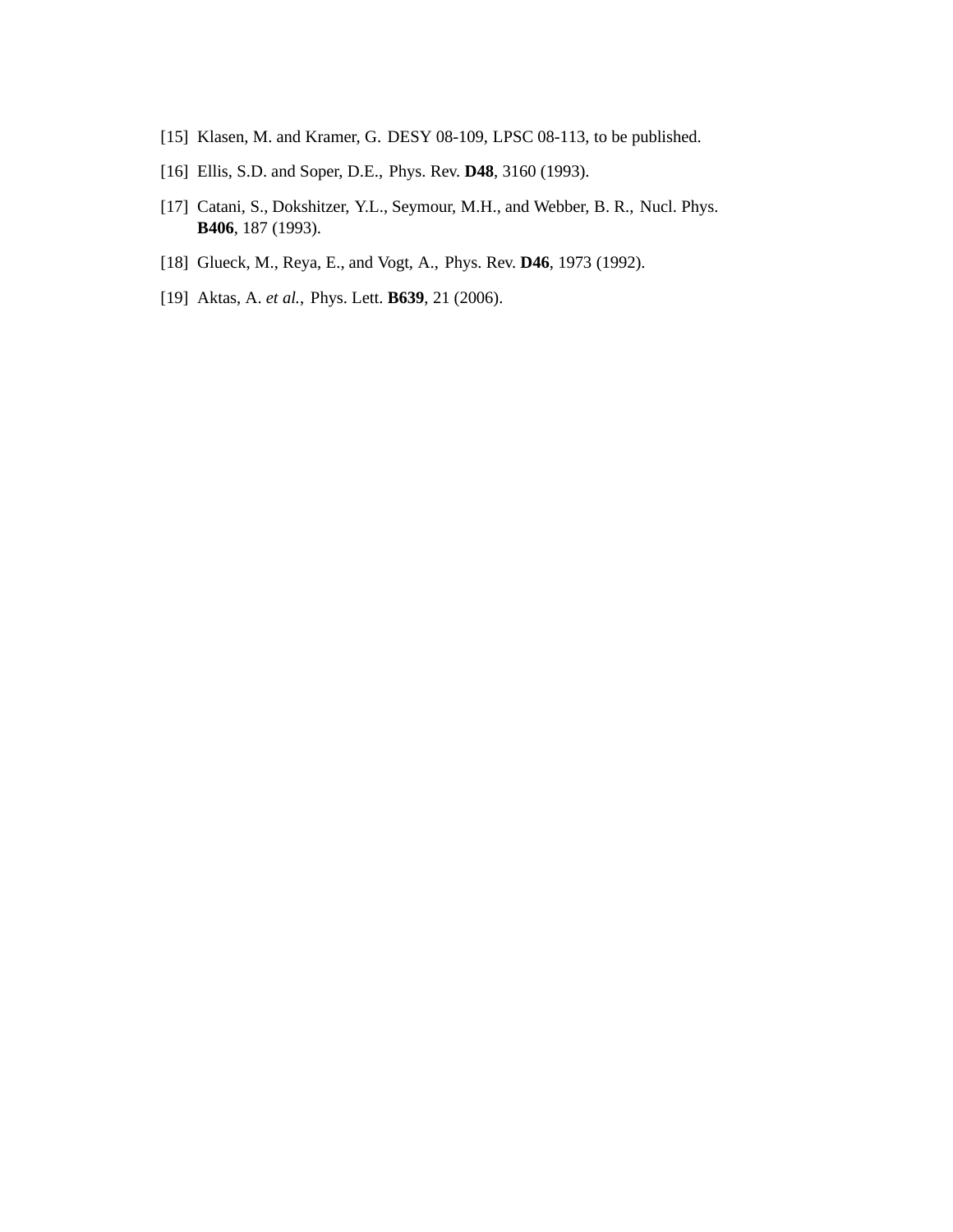[15] Klasen, M. and Kramer, G. DESY 08-109, LPSC 08-113, to be published.

[16] Ellis, S.D. and Soper, D.E., Phys. Rev. **D48**, 3160 (1993).

[17] Catani, S., Dokshitzer, Y.L., Seymour, M.H., and Webber, B. R., Nucl. Phys. **B406**, 187 (1993).

[18] Glueck, M., Reya, E., and Vogt, A., Phys. Rev. **D46**, 1973 (1992).

[19] Aktas, A. *et al.*, Phys. Lett. **B639**, 21 (2006).